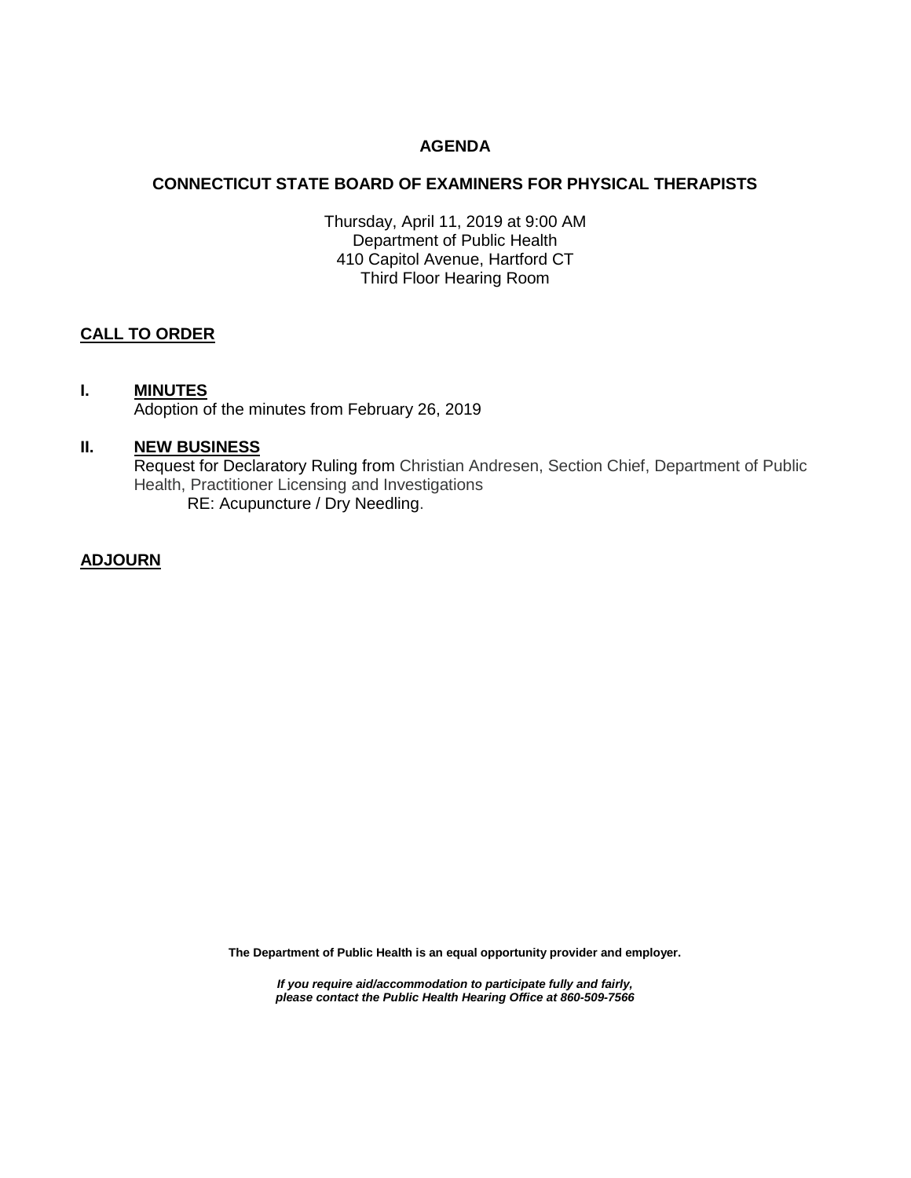# AGENDA

## CONNECTICUT STATE BOARD OF EXAMINERS FOR PHYSICAL THERAPISTS

Thursday, April 11, 2019 at 9:00 AM
Department of Public Health
410 Capitol Avenue, Hartford CT
Third Floor Hearing Room

**CALL TO ORDER**

**I. MINUTES**

Adoption of the minutes from February 26, 2019

**II. NEW BUSINESS**

Request for Declaratory Ruling from Christian Andresen, Section Chief, Department of Public Health, Practitioner Licensing and Investigations

RE: Acupuncture / Dry Needling.

**ADJOURN**

**The Department of Public Health is an equal opportunity provider and employer.**

***If you require aid/accommodation to participate fully and fairly, please contact the Public Health Hearing Office at 860-509-7566***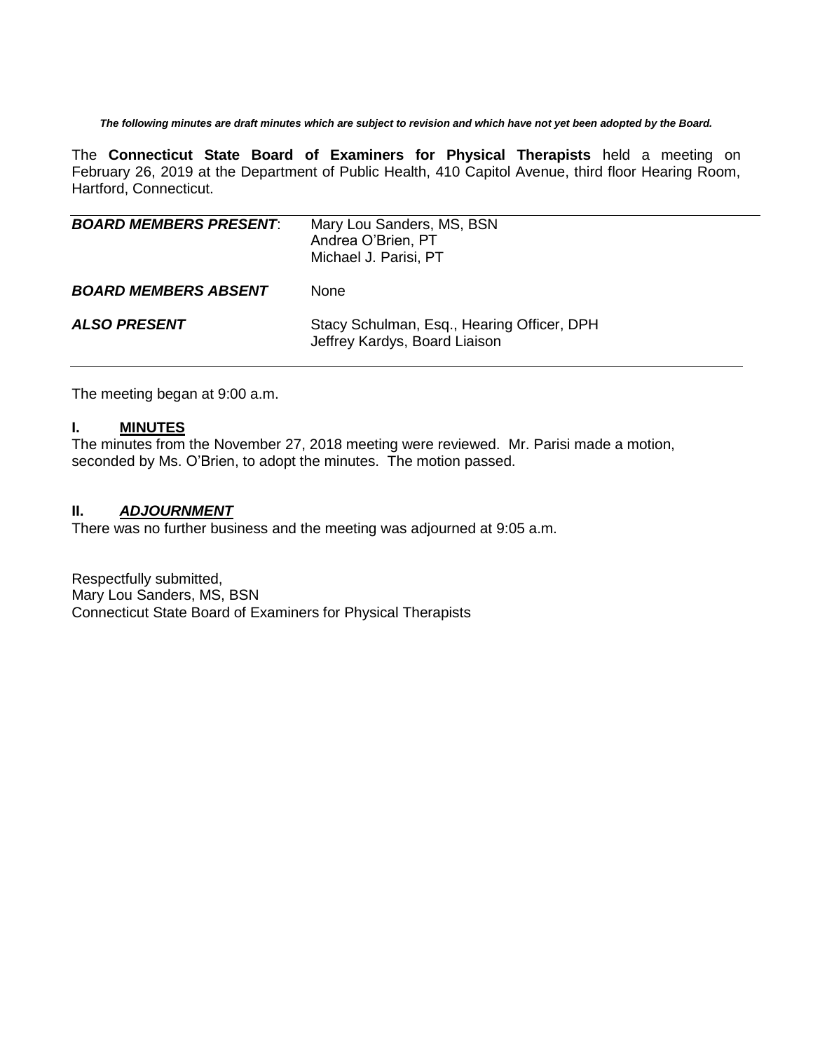***The following minutes are draft minutes which are subject to revision and which have not yet been adopted by the Board.***

The **Connecticut State Board of Examiners for Physical Therapists** held a meeting on February 26, 2019 at the Department of Public Health, 410 Capitol Avenue, third floor Hearing Room, Hartford, Connecticut.

| | |
|---|---|
| ***BOARD MEMBERS PRESENT***: | Mary Lou Sanders, MS, BSN<br>Andrea O'Brien, PT<br>Michael J. Parisi, PT |
| ***BOARD MEMBERS ABSENT*** | None |
| ***ALSO PRESENT*** | Stacy Schulman, Esq., Hearing Officer, DPH<br>Jeffrey Kardys, Board Liaison |

The meeting began at 9:00 a.m.

## I. MINUTES

The minutes from the November 27, 2018 meeting were reviewed. Mr. Parisi made a motion, seconded by Ms. O'Brien, to adopt the minutes. The motion passed.

## II. *ADJOURNMENT*

There was no further business and the meeting was adjourned at 9:05 a.m.

Respectfully submitted,
Mary Lou Sanders, MS, BSN
Connecticut State Board of Examiners for Physical Therapists